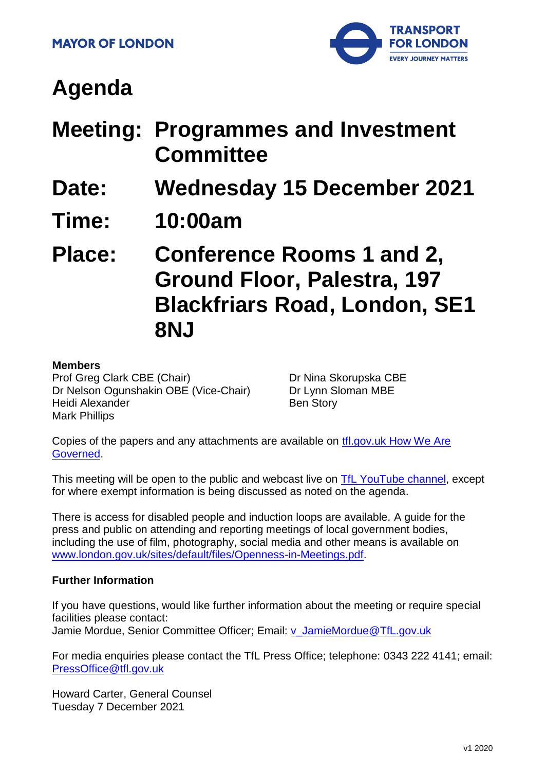**MAYOR OF LONDON**

**TRANSPORT FOR LONDON**
**EVERY JOURNEY MATTERS**

# Agenda

| | |
|---|---|
| **Meeting:** | **Programmes and Investment Committee** |
| **Date:** | **Wednesday 15 December 2021** |
| **Time:** | **10:00am** |
| **Place:** | **Conference Rooms 1 and 2, Ground Floor, Palestra, 197 Blackfriars Road, London, SE1 8NJ** |

**Members**

Prof Greg Clark CBE (Chair)
Dr Nelson Ogunshakin OBE (Vice-Chair)
Heidi Alexander
Mark Phillips
Dr Nina Skorupska CBE
Dr Lynn Sloman MBE
Ben Story

Copies of the papers and any attachments are available on tfl.gov.uk How We Are Governed.

This meeting will be open to the public and webcast live on TfL YouTube channel, except for where exempt information is being discussed as noted on the agenda.

There is access for disabled people and induction loops are available. A guide for the press and public on attending and reporting meetings of local government bodies, including the use of film, photography, social media and other means is available on www.london.gov.uk/sites/default/files/Openness-in-Meetings.pdf.

**Further Information**

If you have questions, would like further information about the meeting or require special facilities please contact:
Jamie Mordue, Senior Committee Officer; Email: v_JamieMordue@TfL.gov.uk

For media enquiries please contact the TfL Press Office; telephone: 0343 222 4141; email: PressOffice@tfl.gov.uk

Howard Carter, General Counsel
Tuesday 7 December 2021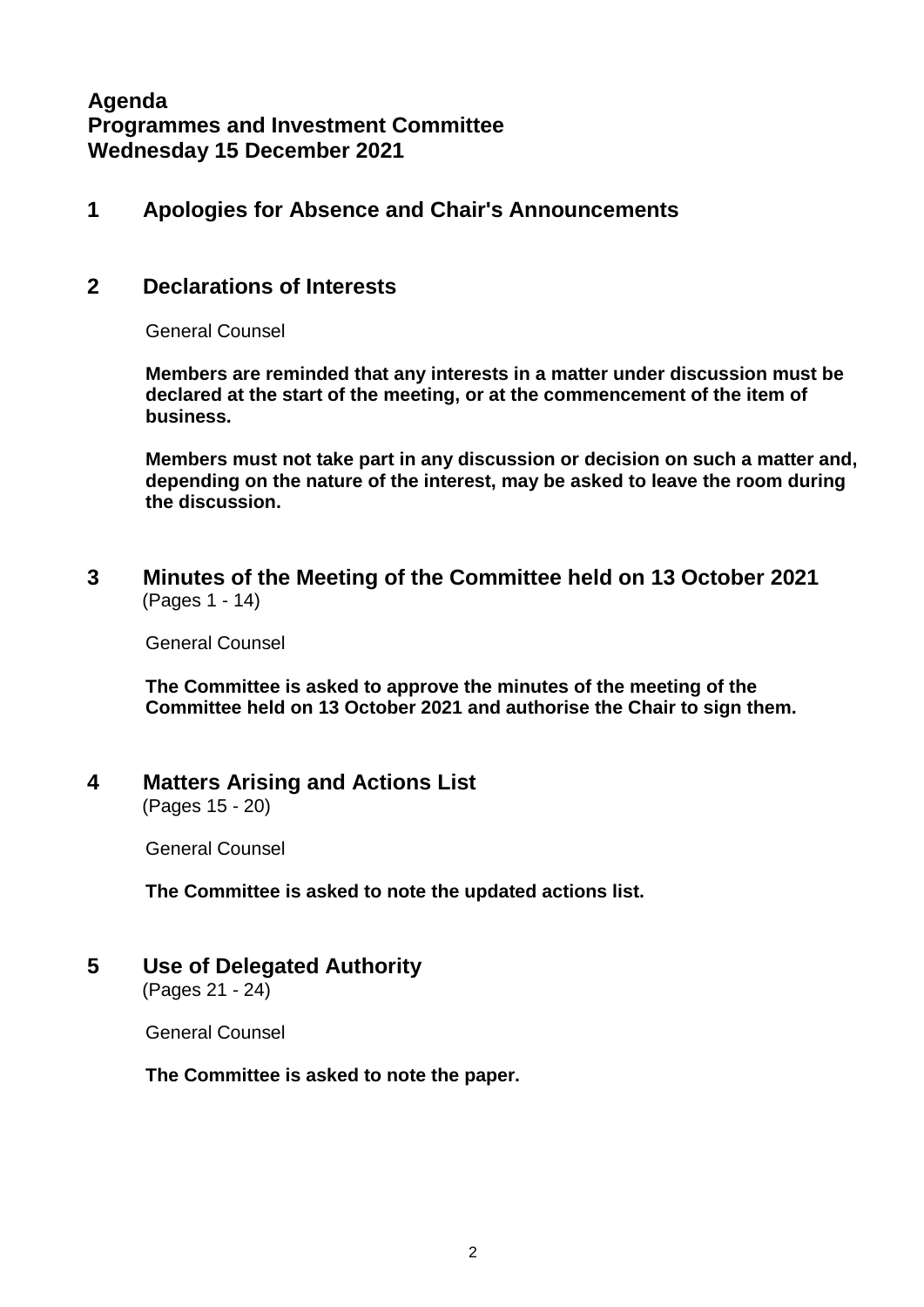**Agenda**
**Programmes and Investment Committee**
**Wednesday 15 December 2021**

## 1 Apologies for Absence and Chair's Announcements

## 2 Declarations of Interests

General Counsel

**Members are reminded that any interests in a matter under discussion must be declared at the start of the meeting, or at the commencement of the item of business.**

**Members must not take part in any discussion or decision on such a matter and, depending on the nature of the interest, may be asked to leave the room during the discussion.**

## 3 Minutes of the Meeting of the Committee held on 13 October 2021

(Pages 1 - 14)

General Counsel

**The Committee is asked to approve the minutes of the meeting of the Committee held on 13 October 2021 and authorise the Chair to sign them.**

## 4 Matters Arising and Actions List

(Pages 15 - 20)

General Counsel

**The Committee is asked to note the updated actions list.**

## 5 Use of Delegated Authority

(Pages 21 - 24)

General Counsel

**The Committee is asked to note the paper.**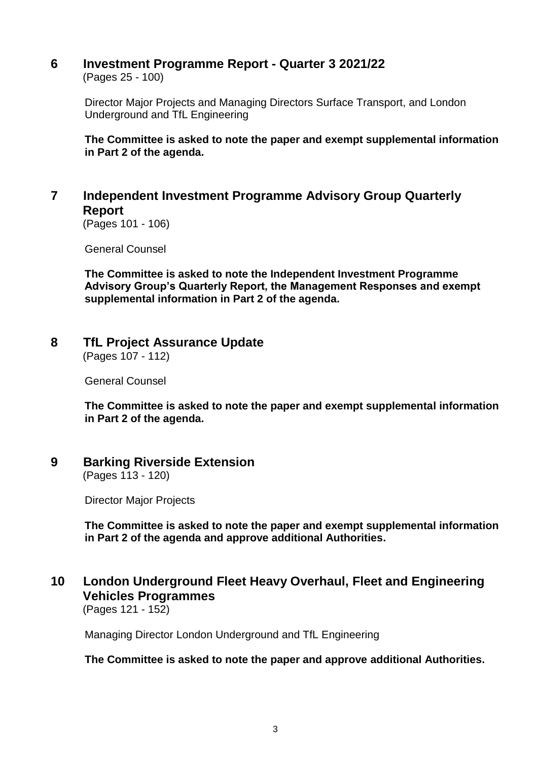## 6 Investment Programme Report - Quarter 3 2021/22

(Pages 25 - 100)

Director Major Projects and Managing Directors Surface Transport, and London Underground and TfL Engineering

**The Committee is asked to note the paper and exempt supplemental information in Part 2 of the agenda.**

## 7 Independent Investment Programme Advisory Group Quarterly Report

(Pages 101 - 106)

General Counsel

**The Committee is asked to note the Independent Investment Programme Advisory Group's Quarterly Report, the Management Responses and exempt supplemental information in Part 2 of the agenda.**

## 8 TfL Project Assurance Update

(Pages 107 - 112)

General Counsel

**The Committee is asked to note the paper and exempt supplemental information in Part 2 of the agenda.**

## 9 Barking Riverside Extension

(Pages 113 - 120)

Director Major Projects

**The Committee is asked to note the paper and exempt supplemental information in Part 2 of the agenda and approve additional Authorities.**

## 10 London Underground Fleet Heavy Overhaul, Fleet and Engineering Vehicles Programmes

(Pages 121 - 152)

Managing Director London Underground and TfL Engineering

**The Committee is asked to note the paper and approve additional Authorities.**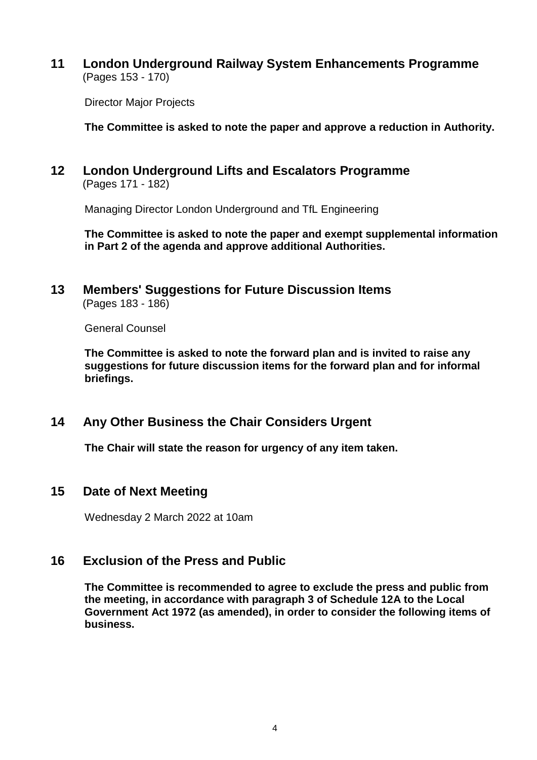## 11 London Underground Railway System Enhancements Programme

(Pages 153 - 170)

Director Major Projects

**The Committee is asked to note the paper and approve a reduction in Authority.**

## 12 London Underground Lifts and Escalators Programme

(Pages 171 - 182)

Managing Director London Underground and TfL Engineering

**The Committee is asked to note the paper and exempt supplemental information in Part 2 of the agenda and approve additional Authorities.**

## 13 Members' Suggestions for Future Discussion Items

(Pages 183 - 186)

General Counsel

**The Committee is asked to note the forward plan and is invited to raise any suggestions for future discussion items for the forward plan and for informal briefings.**

## 14 Any Other Business the Chair Considers Urgent

**The Chair will state the reason for urgency of any item taken.**

## 15 Date of Next Meeting

Wednesday 2 March 2022 at 10am

## 16 Exclusion of the Press and Public

**The Committee is recommended to agree to exclude the press and public from the meeting, in accordance with paragraph 3 of Schedule 12A to the Local Government Act 1972 (as amended), in order to consider the following items of business.**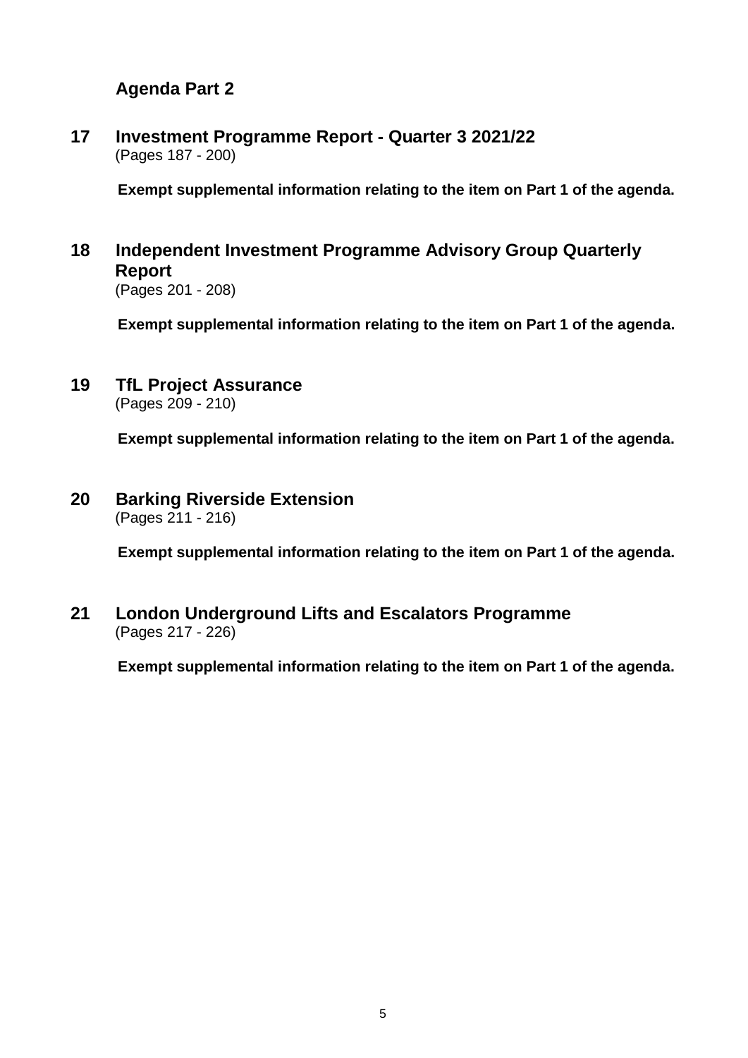## Agenda Part 2

### 17 Investment Programme Report - Quarter 3 2021/22

(Pages 187 - 200)

**Exempt supplemental information relating to the item on Part 1 of the agenda.**

### 18 Independent Investment Programme Advisory Group Quarterly Report

(Pages 201 - 208)

**Exempt supplemental information relating to the item on Part 1 of the agenda.**

### 19 TfL Project Assurance

(Pages 209 - 210)

**Exempt supplemental information relating to the item on Part 1 of the agenda.**

### 20 Barking Riverside Extension

(Pages 211 - 216)

**Exempt supplemental information relating to the item on Part 1 of the agenda.**

### 21 London Underground Lifts and Escalators Programme

(Pages 217 - 226)

**Exempt supplemental information relating to the item on Part 1 of the agenda.**